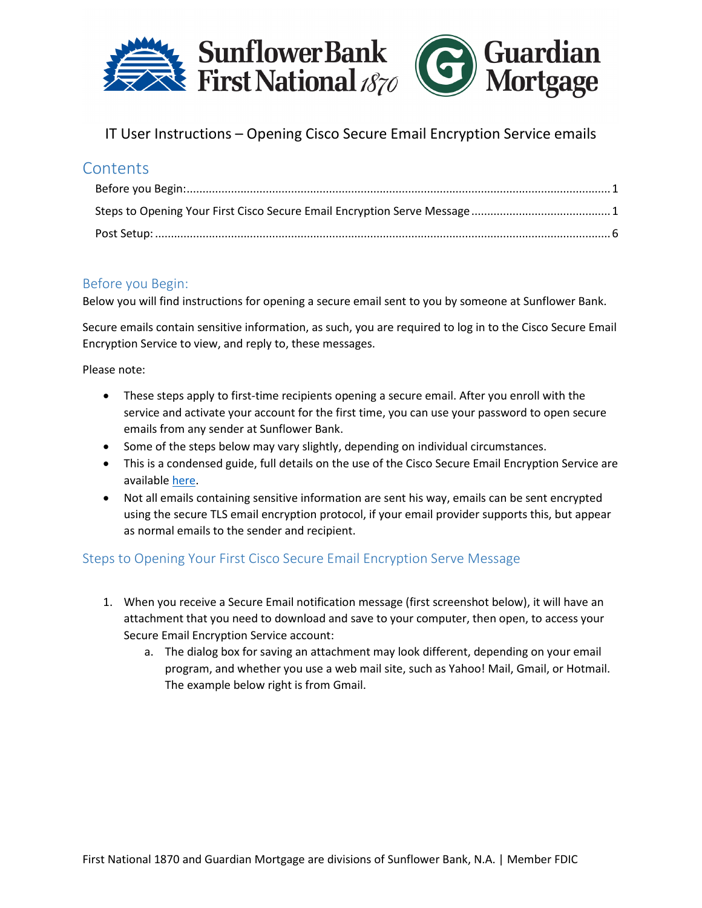SunflowerBank First National 1870 | Guardian Mortgage

# IT User Instructions – Opening Cisco Secure Email Encryption Service emails

## Contents

Before you Begin: ..... 1
Steps to Opening Your First Cisco Secure Email Encryption Serve Message ..... 1
Post Setup: ..... 6

## Before you Begin:

Below you will find instructions for opening a secure email sent to you by someone at Sunflower Bank.

Secure emails contain sensitive information, as such, you are required to log in to the Cisco Secure Email Encryption Service to view, and reply to, these messages.

Please note:

- These steps apply to first-time recipients opening a secure email. After you enroll with the service and activate your account for the first time, you can use your password to open secure emails from any sender at Sunflower Bank.
- Some of the steps below may vary slightly, depending on individual circumstances.
- This is a condensed guide, full details on the use of the Cisco Secure Email Encryption Service are available here.
- Not all emails containing sensitive information are sent his way, emails can be sent encrypted using the secure TLS email encryption protocol, if your email provider supports this, but appear as normal emails to the sender and recipient.

## Steps to Opening Your First Cisco Secure Email Encryption Serve Message

1. When you receive a Secure Email notification message (first screenshot below), it will have an attachment that you need to download and save to your computer, then open, to access your Secure Email Encryption Service account:
   a. The dialog box for saving an attachment may look different, depending on your email program, and whether you use a web mail site, such as Yahoo! Mail, Gmail, or Hotmail. The example below right is from Gmail.

First National 1870 and Guardian Mortgage are divisions of Sunflower Bank, N.A. | Member FDIC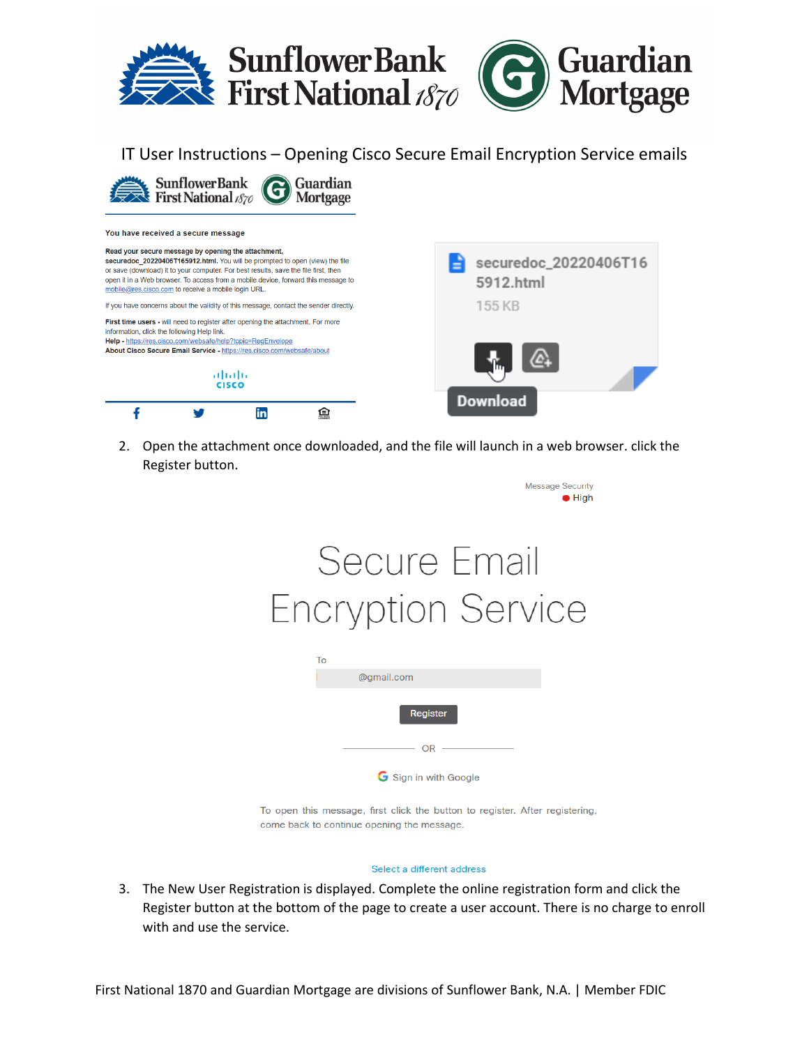IT User Instructions – Opening Cisco Secure Email Encryption Service emails

You have received a secure message

**Read your secure message by opening the attachment, securedoc_20220406T165912.html.** You will be prompted to open (view) the file or save (download) it to your computer. For best results, save the file first, then open it in a Web browser. To access from a mobile device, forward this message to mobile@res.cisco.com to receive a mobile login URL.

If you have concerns about the validity of this message, contact the sender directly.

**First time users** - will need to register after opening the attachment. For more information, click the following Help link.
**Help** - https://res.cisco.com/websafe/help?topic=RegEnvelope
**About Cisco Secure Email Service** - https://res.cisco.com/websafe/about

securedoc_20220406T165912.html
155 KB

Download

2. Open the attachment once downloaded, and the file will launch in a web browser. click the Register button.

Message Security
High

Secure Email Encryption Service

To
@gmail.com

Register

OR

Sign in with Google

To open this message, first click the button to register. After registering, come back to continue opening the message.

Select a different address

3. The New User Registration is displayed. Complete the online registration form and click the Register button at the bottom of the page to create a user account. There is no charge to enroll with and use the service.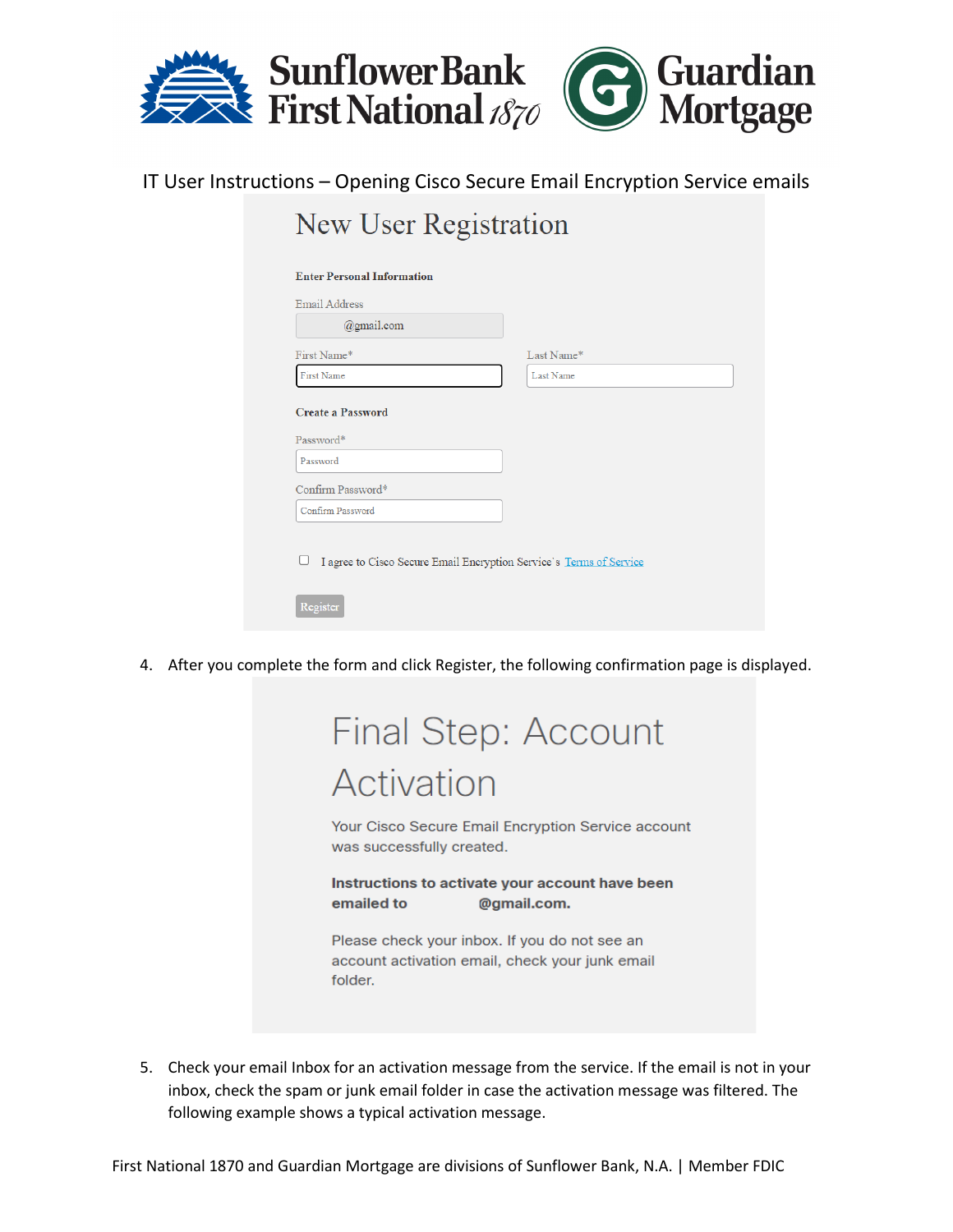IT User Instructions – Opening Cisco Secure Email Encryption Service emails

## New User Registration

**Enter Personal Information**

Email Address

@gmail.com

First Name*

Last Name*

**Create a Password**

Password*

Confirm Password*

I agree to Cisco Secure Email Encryption Service's Terms of Service

Register

4. After you complete the form and click Register, the following confirmation page is displayed.

## Final Step: Account Activation

Your Cisco Secure Email Encryption Service account was successfully created.

**Instructions to activate your account have been emailed to @gmail.com.**

Please check your inbox. If you do not see an account activation email, check your junk email folder.

5. Check your email Inbox for an activation message from the service. If the email is not in your inbox, check the spam or junk email folder in case the activation message was filtered. The following example shows a typical activation message.

First National 1870 and Guardian Mortgage are divisions of Sunflower Bank, N.A. | Member FDIC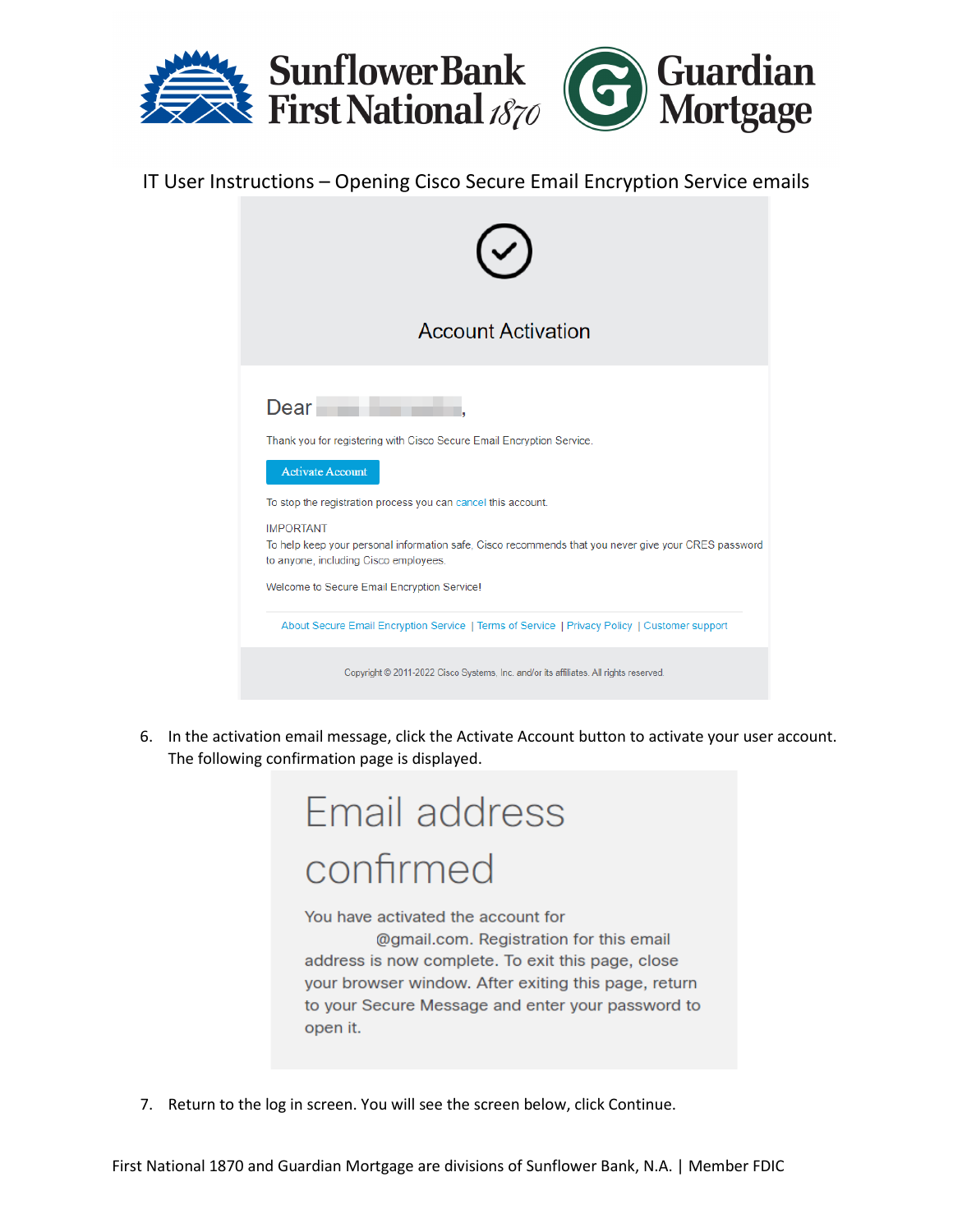IT User Instructions – Opening Cisco Secure Email Encryption Service emails

Account Activation

Dear ,

Thank you for registering with Cisco Secure Email Encryption Service.

Activate Account

To stop the registration process you can cancel this account.

IMPORTANT
To help keep your personal information safe, Cisco recommends that you never give your CRES password to anyone, including Cisco employees.

Welcome to Secure Email Encryption Service!

About Secure Email Encryption Service | Terms of Service | Privacy Policy | Customer support

Copyright © 2011-2022 Cisco Systems, Inc. and/or its affiliates. All rights reserved.

6. In the activation email message, click the Activate Account button to activate your user account. The following confirmation page is displayed.

Email address confirmed

You have activated the account for @gmail.com. Registration for this email address is now complete. To exit this page, close your browser window. After exiting this page, return to your Secure Message and enter your password to open it.

7. Return to the log in screen. You will see the screen below, click Continue.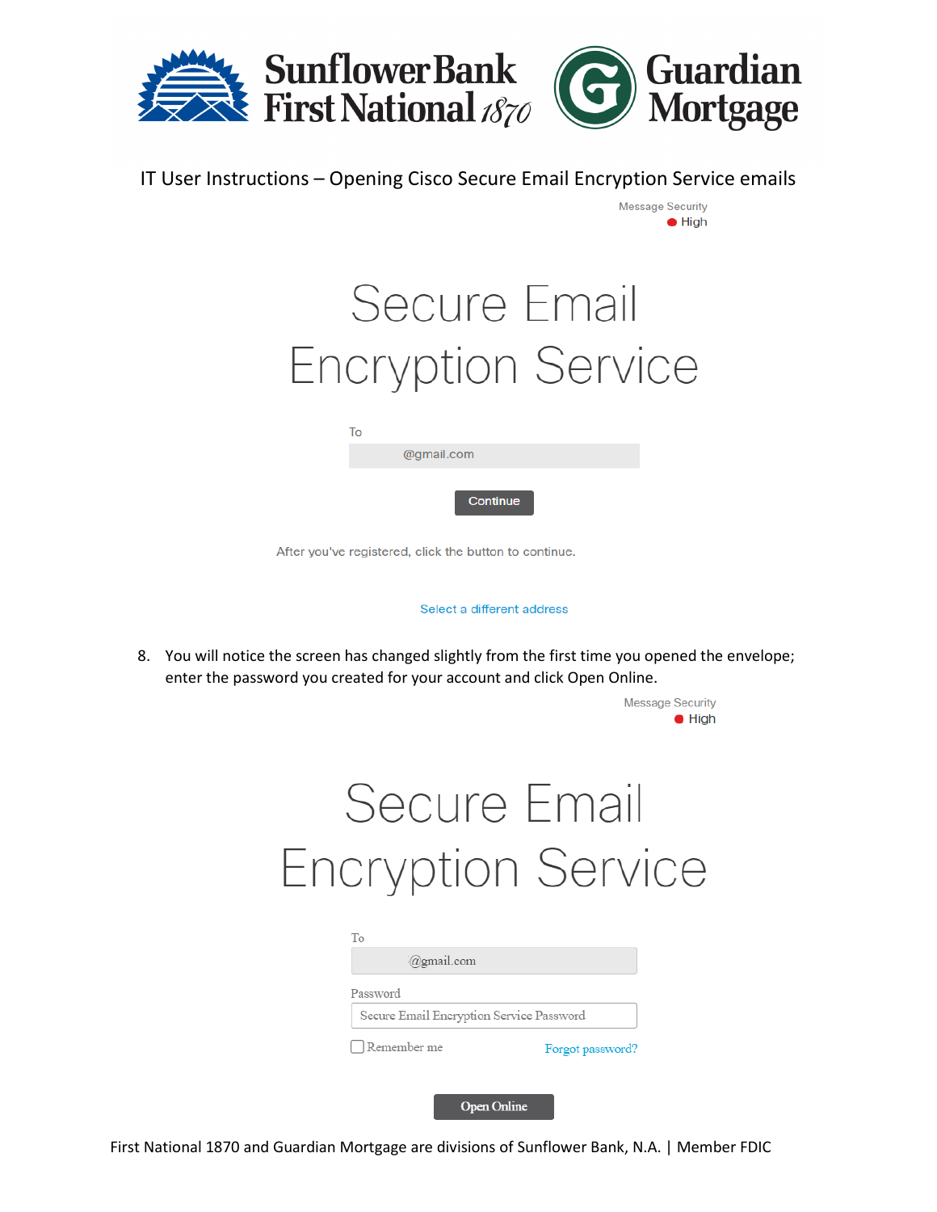IT User Instructions – Opening Cisco Secure Email Encryption Service emails

Message Security
High

# Secure Email Encryption Service

To

@gmail.com

Continue

After you've registered, click the button to continue.

Select a different address

8. You will notice the screen has changed slightly from the first time you opened the envelope; enter the password you created for your account and click Open Online.

Message Security
High

# Secure Email Encryption Service

To

@gmail.com

Password

Secure Email Encryption Service Password

Remember me

Forgot password?

Open Online

First National 1870 and Guardian Mortgage are divisions of Sunflower Bank, N.A. | Member FDIC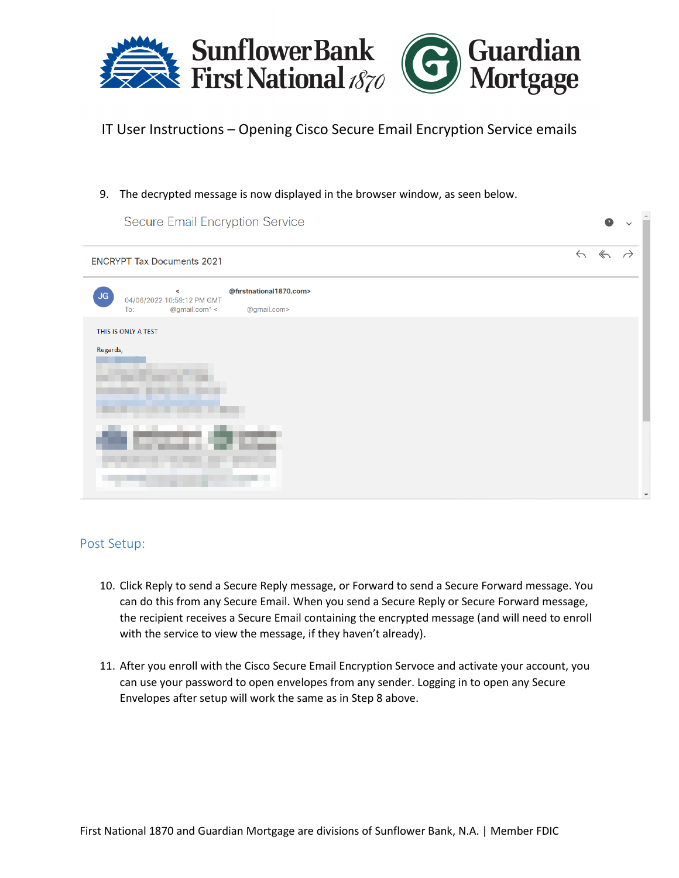9. The decrypted message is now displayed in the browser window, as seen below.

Secure Email Encryption Service

ENCRYPT Tax Documents 2021

JG
< @firstnational1870.com>
04/06/2022 10:59:12 PM GMT
To: @gmail.com" < @gmail.com>

THIS IS ONLY A TEST

Regards,

## Post Setup:

10. Click Reply to send a Secure Reply message, or Forward to send a Secure Forward message. You can do this from any Secure Email. When you send a Secure Reply or Secure Forward message, the recipient receives a Secure Email containing the encrypted message (and will need to enroll with the service to view the message, if they haven't already).

11. After you enroll with the Cisco Secure Email Encryption Servoce and activate your account, you can use your password to open envelopes from any sender. Logging in to open any Secure Envelopes after setup will work the same as in Step 8 above.